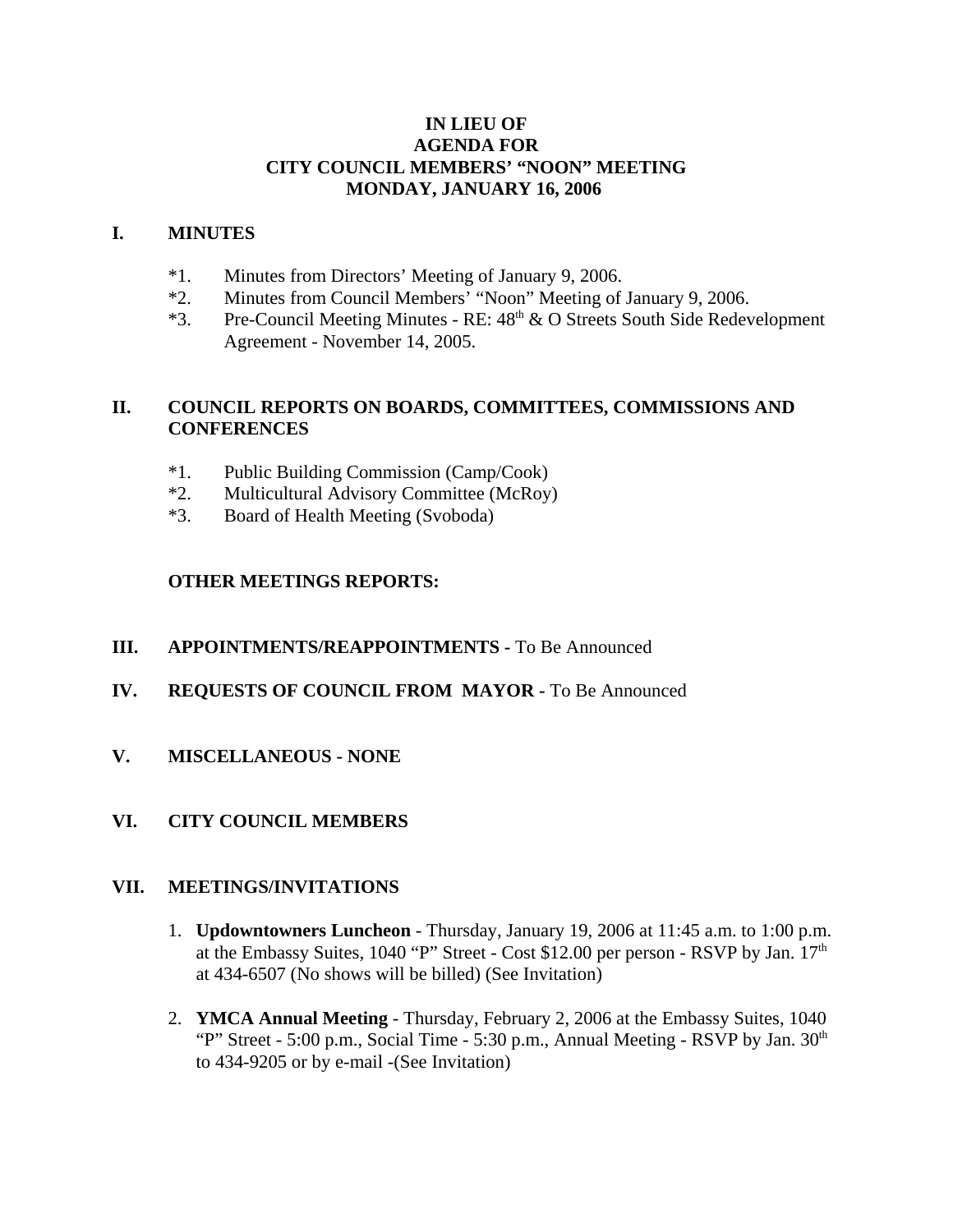# IN LIEU OF
# AGENDA FOR
# CITY COUNCIL MEMBERS' "NOON" MEETING
# MONDAY, JANUARY 16, 2006

## I. MINUTES

*1. Minutes from Directors' Meeting of January 9, 2006.

*2. Minutes from Council Members' "Noon" Meeting of January 9, 2006.

*3. Pre-Council Meeting Minutes - RE: 48th & O Streets South Side Redevelopment Agreement - November 14, 2005.

## II. COUNCIL REPORTS ON BOARDS, COMMITTEES, COMMISSIONS AND CONFERENCES

*1. Public Building Commission (Camp/Cook)

*2. Multicultural Advisory Committee (McRoy)

*3. Board of Health Meeting (Svoboda)

**OTHER MEETINGS REPORTS:**

## III. APPOINTMENTS/REAPPOINTMENTS - To Be Announced

## IV. REQUESTS OF COUNCIL FROM MAYOR - To Be Announced

## V. MISCELLANEOUS - NONE

## VI. CITY COUNCIL MEMBERS

## VII. MEETINGS/INVITATIONS

1. **Updowntowners Luncheon** - Thursday, January 19, 2006 at 11:45 a.m. to 1:00 p.m. at the Embassy Suites, 1040 "P" Street - Cost $12.00 per person - RSVP by Jan. 17th at 434-6507 (No shows will be billed) (See Invitation)

2. **YMCA Annual Meeting** - Thursday, February 2, 2006 at the Embassy Suites, 1040 "P" Street - 5:00 p.m., Social Time - 5:30 p.m., Annual Meeting - RSVP by Jan. 30th to 434-9205 or by e-mail -(See Invitation)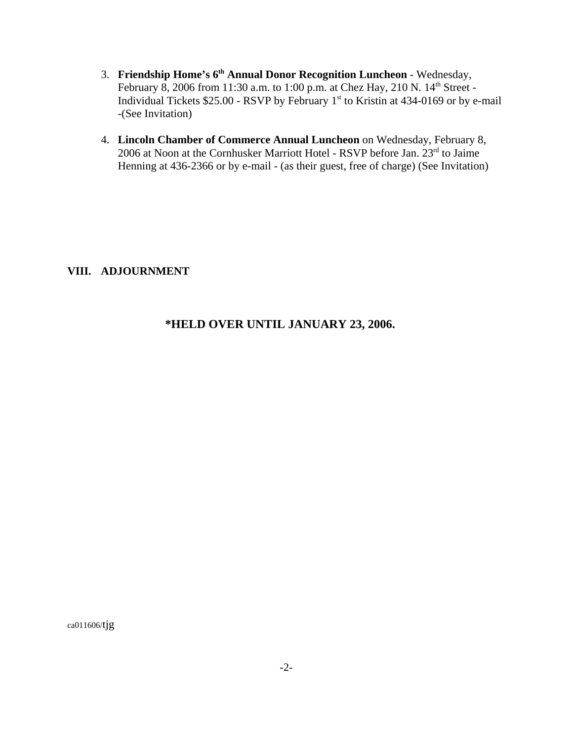3. **Friendship Home's 6th Annual Donor Recognition Luncheon** - Wednesday, February 8, 2006 from 11:30 a.m. to 1:00 p.m. at Chez Hay, 210 N. 14th Street - Individual Tickets $25.00 - RSVP by February 1st to Kristin at 434-0169 or by e-mail -(See Invitation)

4. **Lincoln Chamber of Commerce Annual Luncheon** on Wednesday, February 8, 2006 at Noon at the Cornhusker Marriott Hotel - RSVP before Jan. 23rd to Jaime Henning at 436-2366 or by e-mail - (as their guest, free of charge) (See Invitation)

## VIII. ADJOURNMENT

**\*HELD OVER UNTIL JANUARY 23, 2006.**

ca011606/tjg